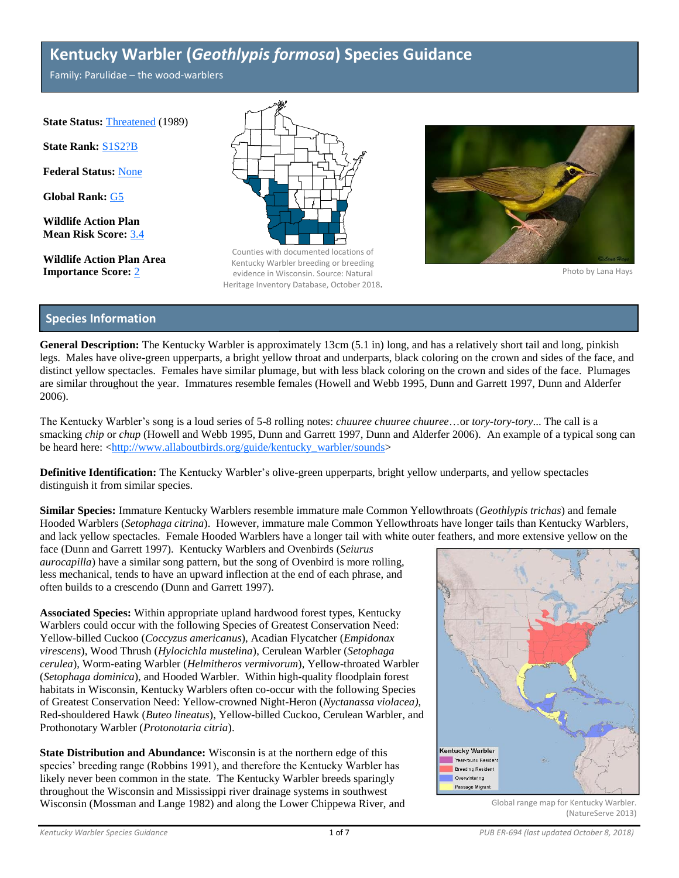# Kentucky Warbler (*Geothlypis formosa*) Species Guidance

Family: Parulidae – the wood-warblers

**State Status:** Threatened (1989)

**State Rank:** S1S2?B

**Federal Status:** None

**Global Rank:** G5

**Wildlife Action Plan Mean Risk Score:** 3.4

**Wildlife Action Plan Area Importance Score:** 2

Counties with documented locations of Kentucky Warbler breeding or breeding evidence in Wisconsin. Source: Natural Heritage Inventory Database, October 2018.

Photo by Lana Hays

## Species Information

**General Description:** The Kentucky Warbler is approximately 13cm (5.1 in) long, and has a relatively short tail and long, pinkish legs. Males have olive-green upperparts, a bright yellow throat and underparts, black coloring on the crown and sides of the face, and distinct yellow spectacles. Females have similar plumage, but with less black coloring on the crown and sides of the face. Plumages are similar throughout the year. Immatures resemble females (Howell and Webb 1995, Dunn and Garrett 1997, Dunn and Alderfer 2006).

The Kentucky Warbler's song is a loud series of 5-8 rolling notes: *chuuree chuuree chuuree*…or *tory-tory-tory*... The call is a smacking *chip* or *chup* (Howell and Webb 1995, Dunn and Garrett 1997, Dunn and Alderfer 2006). An example of a typical song can be heard here: <http://www.allaboutbirds.org/guide/kentucky_warbler/sounds>

**Definitive Identification:** The Kentucky Warbler's olive-green upperparts, bright yellow underparts, and yellow spectacles distinguish it from similar species.

**Similar Species:** Immature Kentucky Warblers resemble immature male Common Yellowthroats (*Geothlypis trichas*) and female Hooded Warblers (*Setophaga citrina*). However, immature male Common Yellowthroats have longer tails than Kentucky Warblers, and lack yellow spectacles. Female Hooded Warblers have a longer tail with white outer feathers, and more extensive yellow on the face (Dunn and Garrett 1997). Kentucky Warblers and Ovenbirds (*Seiurus aurocapilla*) have a similar song pattern, but the song of Ovenbird is more rolling, less mechanical, tends to have an upward inflection at the end of each phrase, and often builds to a crescendo (Dunn and Garrett 1997).

**Associated Species:** Within appropriate upland hardwood forest types, Kentucky Warblers could occur with the following Species of Greatest Conservation Need: Yellow-billed Cuckoo (*Coccyzus americanus*), Acadian Flycatcher (*Empidonax virescens*), Wood Thrush (*Hylocichla mustelina*), Cerulean Warbler (*Setophaga cerulea*), Worm-eating Warbler (*Helmitheros vermivorum*), Yellow-throated Warbler (*Setophaga dominica*), and Hooded Warbler. Within high-quality floodplain forest habitats in Wisconsin, Kentucky Warblers often co-occur with the following Species of Greatest Conservation Need: Yellow-crowned Night-Heron (*Nyctanassa violacea*), Red-shouldered Hawk (*Buteo lineatus*), Yellow-billed Cuckoo, Cerulean Warbler, and Prothonotary Warbler (*Protonotaria citria*).

**State Distribution and Abundance:** Wisconsin is at the northern edge of this species' breeding range (Robbins 1991), and therefore the Kentucky Warbler has likely never been common in the state. The Kentucky Warbler breeds sparingly throughout the Wisconsin and Mississippi river drainage systems in southwest Wisconsin (Mossman and Lange 1982) and along the Lower Chippewa River, and

Kentucky Warbler: Year-round Resident; Breeding Resident; Overwintering; Passage Migrant

Global range map for Kentucky Warbler. (NatureServe 2013)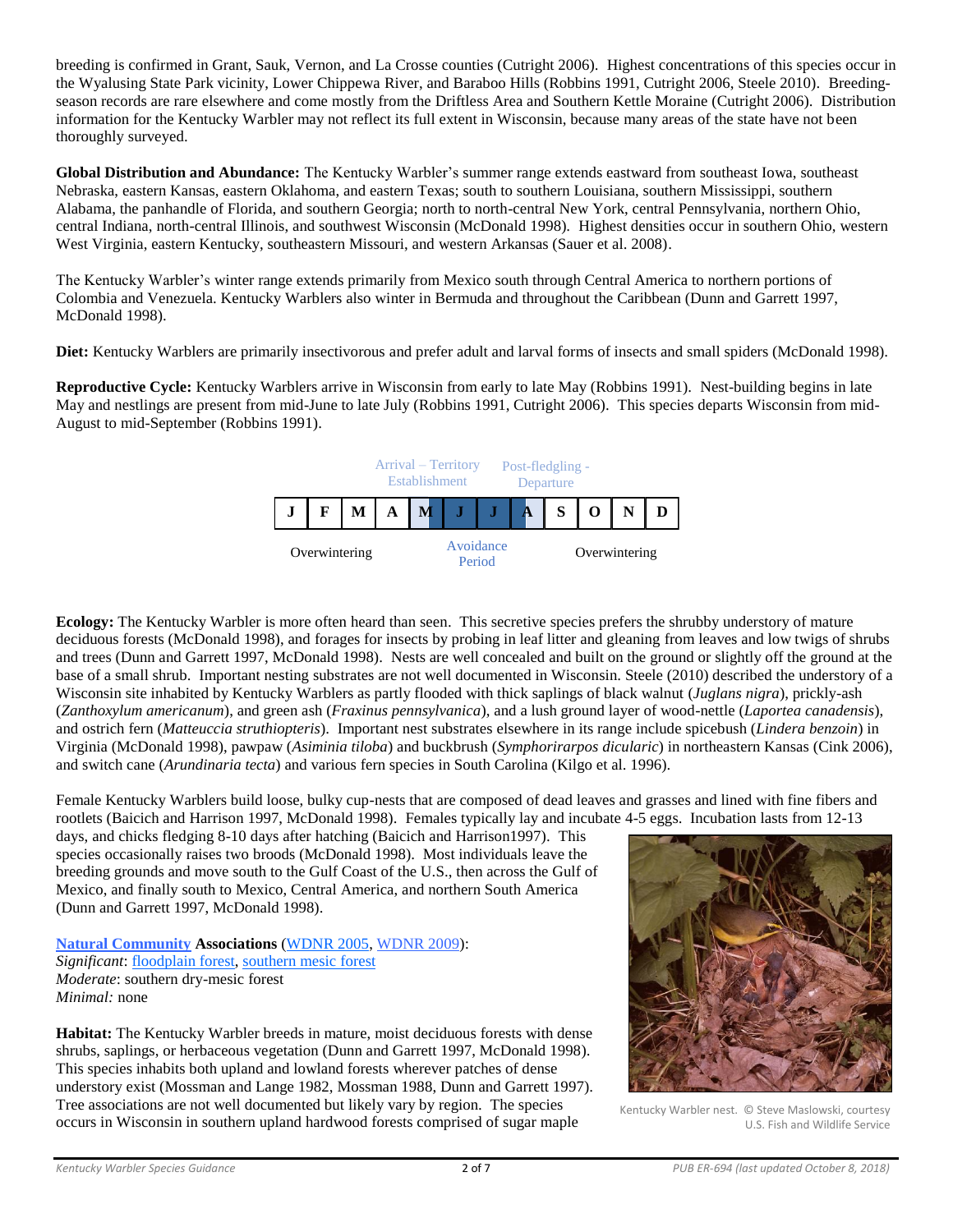breeding is confirmed in Grant, Sauk, Vernon, and La Crosse counties (Cutright 2006). Highest concentrations of this species occur in the Wyalusing State Park vicinity, Lower Chippewa River, and Baraboo Hills (Robbins 1991, Cutright 2006, Steele 2010). Breeding-season records are rare elsewhere and come mostly from the Driftless Area and Southern Kettle Moraine (Cutright 2006). Distribution information for the Kentucky Warbler may not reflect its full extent in Wisconsin, because many areas of the state have not been thoroughly surveyed.

**Global Distribution and Abundance:** The Kentucky Warbler's summer range extends eastward from southeast Iowa, southeast Nebraska, eastern Kansas, eastern Oklahoma, and eastern Texas; south to southern Louisiana, southern Mississippi, southern Alabama, the panhandle of Florida, and southern Georgia; north to north-central New York, central Pennsylvania, northern Ohio, central Indiana, north-central Illinois, and southwest Wisconsin (McDonald 1998). Highest densities occur in southern Ohio, western West Virginia, eastern Kentucky, southeastern Missouri, and western Arkansas (Sauer et al. 2008).

The Kentucky Warbler's winter range extends primarily from Mexico south through Central America to northern portions of Colombia and Venezuela. Kentucky Warblers also winter in Bermuda and throughout the Caribbean (Dunn and Garrett 1997, McDonald 1998).

**Diet:** Kentucky Warblers are primarily insectivorous and prefer adult and larval forms of insects and small spiders (McDonald 1998).

**Reproductive Cycle:** Kentucky Warblers arrive in Wisconsin from early to late May (Robbins 1991). Nest-building begins in late May and nestlings are present from mid-June to late July (Robbins 1991, Cutright 2006). This species departs Wisconsin from mid-August to mid-September (Robbins 1991).

| | | | | Arrival – Territory Establishment | | | Post-fledgling - Departure | | | | |
|---|---|---|---|---|---|---|---|---|---|---|---|
| J | F | M | A | M | J | J | A | S | O | N | D |
| Overwintering | | | | | Avoidance Period | | | Overwintering | | | |

**Ecology:** The Kentucky Warbler is more often heard than seen. This secretive species prefers the shrubby understory of mature deciduous forests (McDonald 1998), and forages for insects by probing in leaf litter and gleaning from leaves and low twigs of shrubs and trees (Dunn and Garrett 1997, McDonald 1998). Nests are well concealed and built on the ground or slightly off the ground at the base of a small shrub. Important nesting substrates are not well documented in Wisconsin. Steele (2010) described the understory of a Wisconsin site inhabited by Kentucky Warblers as partly flooded with thick saplings of black walnut (*Juglans nigra*), prickly-ash (*Zanthoxylum americanum*), and green ash (*Fraxinus pennsylvanica*), and a lush ground layer of wood-nettle (*Laportea canadensis*), and ostrich fern (*Matteuccia struthiopteris*). Important nest substrates elsewhere in its range include spicebush (*Lindera benzoin*) in Virginia (McDonald 1998), pawpaw (*Asiminia tiloba*) and buckbrush (*Symphorirarpos dicularic*) in northeastern Kansas (Cink 2006), and switch cane (*Arundinaria tecta*) and various fern species in South Carolina (Kilgo et al. 1996).

Female Kentucky Warblers build loose, bulky cup-nests that are composed of dead leaves and grasses and lined with fine fibers and rootlets (Baicich and Harrison 1997, McDonald 1998). Females typically lay and incubate 4-5 eggs. Incubation lasts from 12-13 days, and chicks fledging 8-10 days after hatching (Baicich and Harrison1997). This species occasionally raises two broods (McDonald 1998). Most individuals leave the breeding grounds and move south to the Gulf Coast of the U.S., then across the Gulf of Mexico, and finally south to Mexico, Central America, and northern South America (Dunn and Garrett 1997, McDonald 1998).

Kentucky Warbler nest. © Steve Maslowski, courtesy U.S. Fish and Wildlife Service

**Natural Community Associations** (WDNR 2005, WDNR 2009):
*Significant*: floodplain forest, southern mesic forest
*Moderate*: southern dry-mesic forest
*Minimal:* none

**Habitat:** The Kentucky Warbler breeds in mature, moist deciduous forests with dense shrubs, saplings, or herbaceous vegetation (Dunn and Garrett 1997, McDonald 1998). This species inhabits both upland and lowland forests wherever patches of dense understory exist (Mossman and Lange 1982, Mossman 1988, Dunn and Garrett 1997). Tree associations are not well documented but likely vary by region. The species occurs in Wisconsin in southern upland hardwood forests comprised of sugar maple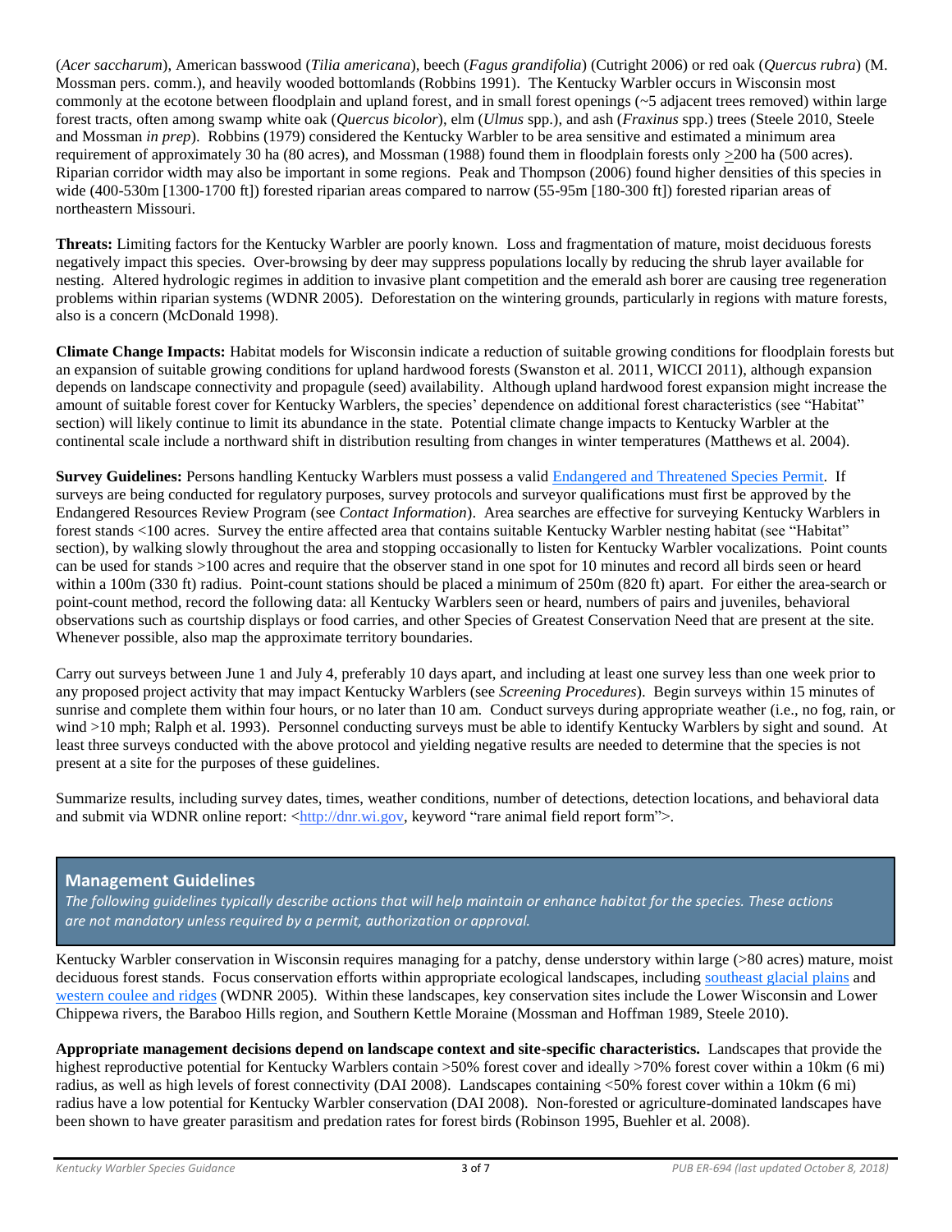(*Acer saccharum*), American basswood (*Tilia americana*), beech (*Fagus grandifolia*) (Cutright 2006) or red oak (*Quercus rubra*) (M. Mossman pers. comm.), and heavily wooded bottomlands (Robbins 1991). The Kentucky Warbler occurs in Wisconsin most commonly at the ecotone between floodplain and upland forest, and in small forest openings (~5 adjacent trees removed) within large forest tracts, often among swamp white oak (*Quercus bicolor*), elm (*Ulmus* spp.), and ash (*Fraxinus* spp.) trees (Steele 2010, Steele and Mossman *in prep*). Robbins (1979) considered the Kentucky Warbler to be area sensitive and estimated a minimum area requirement of approximately 30 ha (80 acres), and Mossman (1988) found them in floodplain forests only >200 ha (500 acres). Riparian corridor width may also be important in some regions. Peak and Thompson (2006) found higher densities of this species in wide (400-530m [1300-1700 ft]) forested riparian areas compared to narrow (55-95m [180-300 ft]) forested riparian areas of northeastern Missouri.

**Threats:** Limiting factors for the Kentucky Warbler are poorly known. Loss and fragmentation of mature, moist deciduous forests negatively impact this species. Over-browsing by deer may suppress populations locally by reducing the shrub layer available for nesting. Altered hydrologic regimes in addition to invasive plant competition and the emerald ash borer are causing tree regeneration problems within riparian systems (WDNR 2005). Deforestation on the wintering grounds, particularly in regions with mature forests, also is a concern (McDonald 1998).

**Climate Change Impacts:** Habitat models for Wisconsin indicate a reduction of suitable growing conditions for floodplain forests but an expansion of suitable growing conditions for upland hardwood forests (Swanston et al. 2011, WICCI 2011), although expansion depends on landscape connectivity and propagule (seed) availability. Although upland hardwood forest expansion might increase the amount of suitable forest cover for Kentucky Warblers, the species' dependence on additional forest characteristics (see "Habitat" section) will likely continue to limit its abundance in the state. Potential climate change impacts to Kentucky Warbler at the continental scale include a northward shift in distribution resulting from changes in winter temperatures (Matthews et al. 2004).

**Survey Guidelines:** Persons handling Kentucky Warblers must possess a valid Endangered and Threatened Species Permit. If surveys are being conducted for regulatory purposes, survey protocols and surveyor qualifications must first be approved by the Endangered Resources Review Program (see *Contact Information*). Area searches are effective for surveying Kentucky Warblers in forest stands <100 acres. Survey the entire affected area that contains suitable Kentucky Warbler nesting habitat (see "Habitat" section), by walking slowly throughout the area and stopping occasionally to listen for Kentucky Warbler vocalizations. Point counts can be used for stands >100 acres and require that the observer stand in one spot for 10 minutes and record all birds seen or heard within a 100m (330 ft) radius. Point-count stations should be placed a minimum of 250m (820 ft) apart. For either the area-search or point-count method, record the following data: all Kentucky Warblers seen or heard, numbers of pairs and juveniles, behavioral observations such as courtship displays or food carries, and other Species of Greatest Conservation Need that are present at the site. Whenever possible, also map the approximate territory boundaries.

Carry out surveys between June 1 and July 4, preferably 10 days apart, and including at least one survey less than one week prior to any proposed project activity that may impact Kentucky Warblers (see *Screening Procedures*). Begin surveys within 15 minutes of sunrise and complete them within four hours, or no later than 10 am. Conduct surveys during appropriate weather (i.e., no fog, rain, or wind >10 mph; Ralph et al. 1993). Personnel conducting surveys must be able to identify Kentucky Warblers by sight and sound. At least three surveys conducted with the above protocol and yielding negative results are needed to determine that the species is not present at a site for the purposes of these guidelines.

Summarize results, including survey dates, times, weather conditions, number of detections, detection locations, and behavioral data and submit via WDNR online report: <http://dnr.wi.gov, keyword "rare animal field report form">.

## Management Guidelines

*The following guidelines typically describe actions that will help maintain or enhance habitat for the species. These actions are not mandatory unless required by a permit, authorization or approval.*

Kentucky Warbler conservation in Wisconsin requires managing for a patchy, dense understory within large (>80 acres) mature, moist deciduous forest stands. Focus conservation efforts within appropriate ecological landscapes, including southeast glacial plains and western coulee and ridges (WDNR 2005). Within these landscapes, key conservation sites include the Lower Wisconsin and Lower Chippewa rivers, the Baraboo Hills region, and Southern Kettle Moraine (Mossman and Hoffman 1989, Steele 2010).

**Appropriate management decisions depend on landscape context and site-specific characteristics.** Landscapes that provide the highest reproductive potential for Kentucky Warblers contain >50% forest cover and ideally >70% forest cover within a 10km (6 mi) radius, as well as high levels of forest connectivity (DAI 2008). Landscapes containing <50% forest cover within a 10km (6 mi) radius have a low potential for Kentucky Warbler conservation (DAI 2008). Non-forested or agriculture-dominated landscapes have been shown to have greater parasitism and predation rates for forest birds (Robinson 1995, Buehler et al. 2008).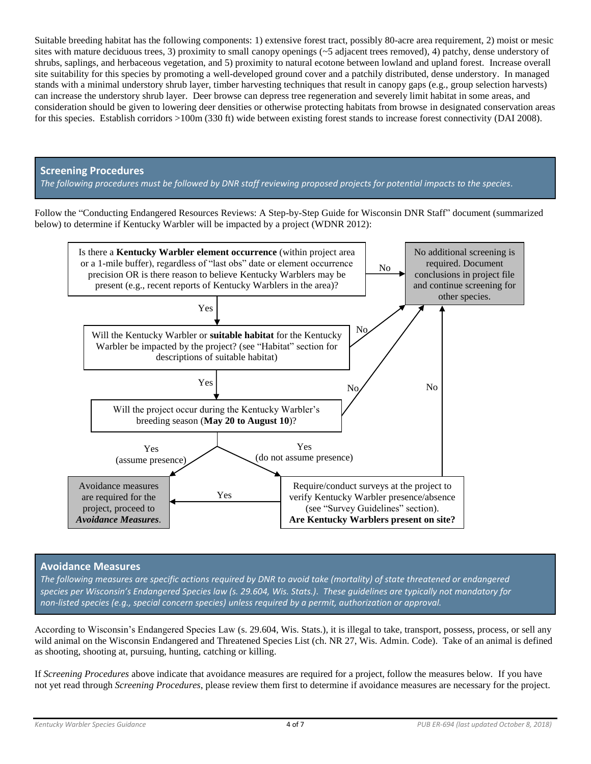Suitable breeding habitat has the following components: 1) extensive forest tract, possibly 80-acre area requirement, 2) moist or mesic sites with mature deciduous trees, 3) proximity to small canopy openings (~5 adjacent trees removed), 4) patchy, dense understory of shrubs, saplings, and herbaceous vegetation, and 5) proximity to natural ecotone between lowland and upland forest. Increase overall site suitability for this species by promoting a well-developed ground cover and a patchily distributed, dense understory. In managed stands with a minimal understory shrub layer, timber harvesting techniques that result in canopy gaps (e.g., group selection harvests) can increase the understory shrub layer. Deer browse can depress tree regeneration and severely limit habitat in some areas, and consideration should be given to lowering deer densities or otherwise protecting habitats from browse in designated conservation areas for this species. Establish corridors >100m (330 ft) wide between existing forest stands to increase forest connectivity (DAI 2008).

## Screening Procedures

*The following procedures must be followed by DNR staff reviewing proposed projects for potential impacts to the species.*

Follow the "Conducting Endangered Resources Reviews: A Step-by-Step Guide for Wisconsin DNR Staff" document (summarized below) to determine if Kentucky Warbler will be impacted by a project (WDNR 2012):

1. Is there a **Kentucky Warbler element occurrence** (within project area or a 1-mile buffer), regardless of "last obs" date or element occurrence precision OR is there reason to believe Kentucky Warblers may be present (e.g., recent reports of Kentucky Warblers in the area)?
   - No → No additional screening is required. Document conclusions in project file and continue screening for other species.
   - Yes → go to 2.
2. Will the Kentucky Warbler or **suitable habitat** for the Kentucky Warbler be impacted by the project? (see "Habitat" section for descriptions of suitable habitat)
   - No → No additional screening is required. Document conclusions in project file and continue screening for other species.
   - Yes → go to 3.
3. Will the project occur during the Kentucky Warbler's breeding season (**May 20 to August 10**)?
   - No → No additional screening is required. Document conclusions in project file and continue screening for other species.
   - Yes (assume presence) → Avoidance measures are required for the project, proceed to ***Avoidance Measures***.
   - Yes (do not assume presence) → go to 4.
4. Require/conduct surveys at the project to verify Kentucky Warbler presence/absence (see "Survey Guidelines" section). **Are Kentucky Warblers present on site?**
   - Yes → Avoidance measures are required for the project, proceed to ***Avoidance Measures***.
   - No → No additional screening is required. Document conclusions in project file and continue screening for other species.

## Avoidance Measures

*The following measures are specific actions required by DNR to avoid take (mortality) of state threatened or endangered species per Wisconsin's Endangered Species law (s. 29.604, Wis. Stats.). These guidelines are typically not mandatory for non-listed species (e.g., special concern species) unless required by a permit, authorization or approval.*

According to Wisconsin's Endangered Species Law (s. 29.604, Wis. Stats.), it is illegal to take, transport, possess, process, or sell any wild animal on the Wisconsin Endangered and Threatened Species List (ch. NR 27, Wis. Admin. Code). Take of an animal is defined as shooting, shooting at, pursuing, hunting, catching or killing.

If *Screening Procedures* above indicate that avoidance measures are required for a project, follow the measures below. If you have not yet read through *Screening Procedures*, please review them first to determine if avoidance measures are necessary for the project.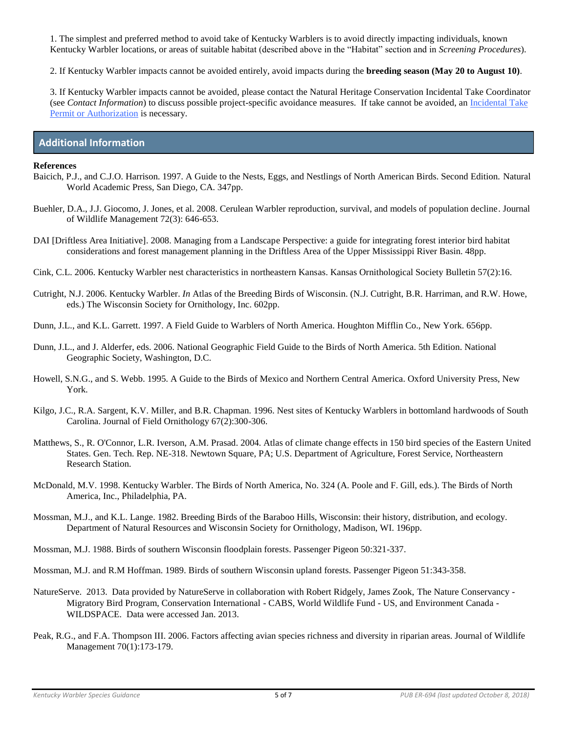1. The simplest and preferred method to avoid take of Kentucky Warblers is to avoid directly impacting individuals, known Kentucky Warbler locations, or areas of suitable habitat (described above in the "Habitat" section and in *Screening Procedures*).

2. If Kentucky Warbler impacts cannot be avoided entirely, avoid impacts during the **breeding season (May 20 to August 10)**.

3. If Kentucky Warbler impacts cannot be avoided, please contact the Natural Heritage Conservation Incidental Take Coordinator (see *Contact Information*) to discuss possible project-specific avoidance measures. If take cannot be avoided, an Incidental Take Permit or Authorization is necessary.

## Additional Information

**References**

Baicich, P.J., and C.J.O. Harrison. 1997. A Guide to the Nests, Eggs, and Nestlings of North American Birds. Second Edition. Natural World Academic Press, San Diego, CA. 347pp.

Buehler, D.A., J.J. Giocomo, J. Jones, et al. 2008. Cerulean Warbler reproduction, survival, and models of population decline. Journal of Wildlife Management 72(3): 646-653.

DAI [Driftless Area Initiative]. 2008. Managing from a Landscape Perspective: a guide for integrating forest interior bird habitat considerations and forest management planning in the Driftless Area of the Upper Mississippi River Basin. 48pp.

Cink, C.L. 2006. Kentucky Warbler nest characteristics in northeastern Kansas. Kansas Ornithological Society Bulletin 57(2):16.

Cutright, N.J. 2006. Kentucky Warbler. *In* Atlas of the Breeding Birds of Wisconsin. (N.J. Cutright, B.R. Harriman, and R.W. Howe, eds.) The Wisconsin Society for Ornithology, Inc. 602pp.

Dunn, J.L., and K.L. Garrett. 1997. A Field Guide to Warblers of North America. Houghton Mifflin Co., New York. 656pp.

Dunn, J.L., and J. Alderfer, eds. 2006. National Geographic Field Guide to the Birds of North America. 5th Edition. National Geographic Society, Washington, D.C.

Howell, S.N.G., and S. Webb. 1995. A Guide to the Birds of Mexico and Northern Central America. Oxford University Press, New York.

Kilgo, J.C., R.A. Sargent, K.V. Miller, and B.R. Chapman. 1996. Nest sites of Kentucky Warblers in bottomland hardwoods of South Carolina. Journal of Field Ornithology 67(2):300-306.

Matthews, S., R. O'Connor, L.R. Iverson, A.M. Prasad. 2004. Atlas of climate change effects in 150 bird species of the Eastern United States. Gen. Tech. Rep. NE-318. Newtown Square, PA; U.S. Department of Agriculture, Forest Service, Northeastern Research Station.

McDonald, M.V. 1998. Kentucky Warbler. The Birds of North America, No. 324 (A. Poole and F. Gill, eds.). The Birds of North America, Inc., Philadelphia, PA.

Mossman, M.J., and K.L. Lange. 1982. Breeding Birds of the Baraboo Hills, Wisconsin: their history, distribution, and ecology. Department of Natural Resources and Wisconsin Society for Ornithology, Madison, WI. 196pp.

Mossman, M.J. 1988. Birds of southern Wisconsin floodplain forests. Passenger Pigeon 50:321-337.

Mossman, M.J. and R.M Hoffman. 1989. Birds of southern Wisconsin upland forests. Passenger Pigeon 51:343-358.

NatureServe. 2013. Data provided by NatureServe in collaboration with Robert Ridgely, James Zook, The Nature Conservancy - Migratory Bird Program, Conservation International - CABS, World Wildlife Fund - US, and Environment Canada - WILDSPACE. Data were accessed Jan. 2013.

Peak, R.G., and F.A. Thompson III. 2006. Factors affecting avian species richness and diversity in riparian areas. Journal of Wildlife Management 70(1):173-179.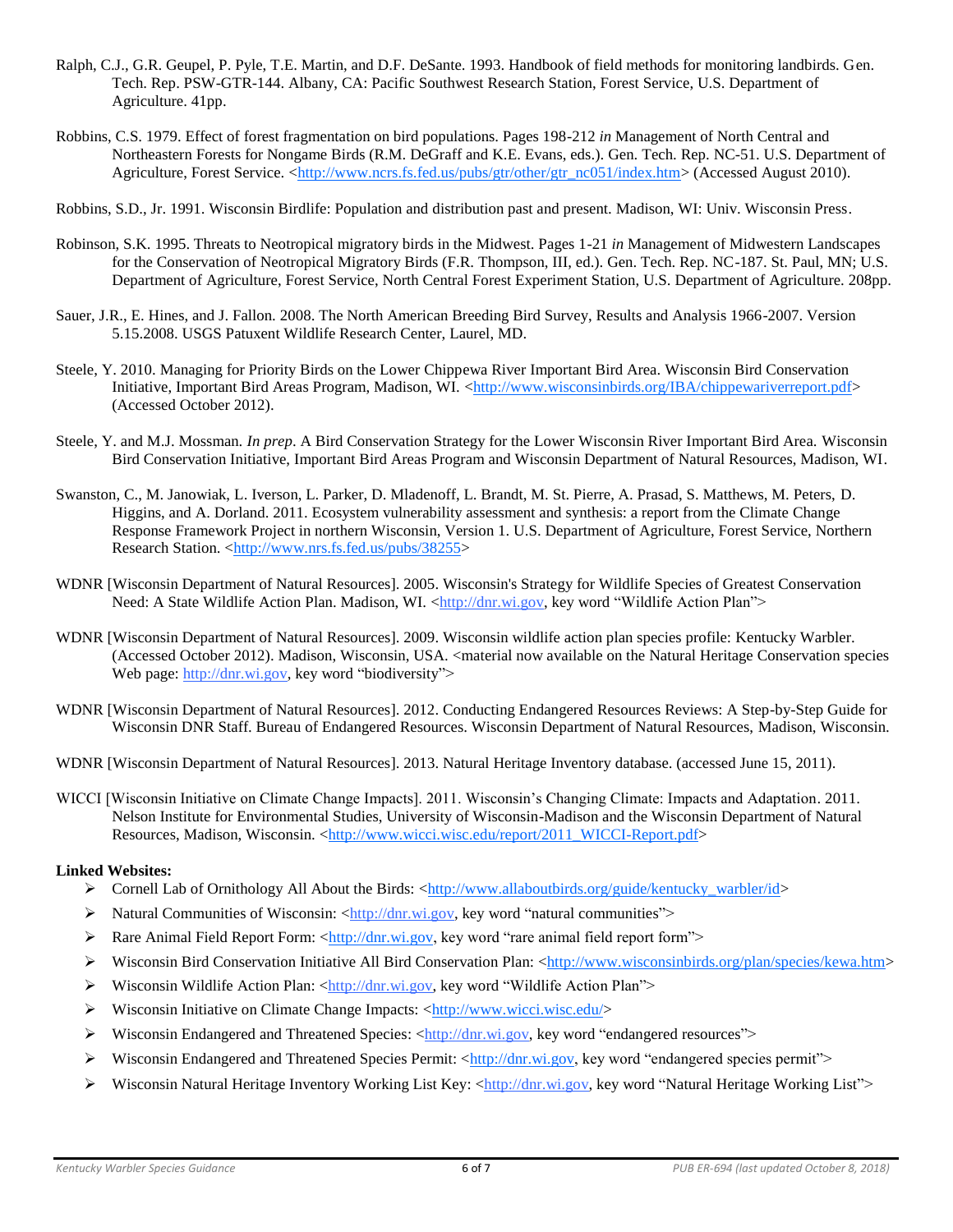Ralph, C.J., G.R. Geupel, P. Pyle, T.E. Martin, and D.F. DeSante. 1993. Handbook of field methods for monitoring landbirds. Gen. Tech. Rep. PSW-GTR-144. Albany, CA: Pacific Southwest Research Station, Forest Service, U.S. Department of Agriculture. 41pp.

Robbins, C.S. 1979. Effect of forest fragmentation on bird populations. Pages 198-212 *in* Management of North Central and Northeastern Forests for Nongame Birds (R.M. DeGraff and K.E. Evans, eds.). Gen. Tech. Rep. NC-51. U.S. Department of Agriculture, Forest Service. <http://www.ncrs.fs.fed.us/pubs/gtr/other/gtr_nc051/index.htm> (Accessed August 2010).

Robbins, S.D., Jr. 1991. Wisconsin Birdlife: Population and distribution past and present. Madison, WI: Univ. Wisconsin Press.

Robinson, S.K. 1995. Threats to Neotropical migratory birds in the Midwest. Pages 1-21 *in* Management of Midwestern Landscapes for the Conservation of Neotropical Migratory Birds (F.R. Thompson, III, ed.). Gen. Tech. Rep. NC-187. St. Paul, MN; U.S. Department of Agriculture, Forest Service, North Central Forest Experiment Station, U.S. Department of Agriculture. 208pp.

Sauer, J.R., E. Hines, and J. Fallon. 2008. The North American Breeding Bird Survey, Results and Analysis 1966-2007. Version 5.15.2008. USGS Patuxent Wildlife Research Center, Laurel, MD.

Steele, Y. 2010. Managing for Priority Birds on the Lower Chippewa River Important Bird Area. Wisconsin Bird Conservation Initiative, Important Bird Areas Program, Madison, WI. <http://www.wisconsinbirds.org/IBA/chippewariverreport.pdf> (Accessed October 2012).

Steele, Y. and M.J. Mossman. *In prep*. A Bird Conservation Strategy for the Lower Wisconsin River Important Bird Area. Wisconsin Bird Conservation Initiative, Important Bird Areas Program and Wisconsin Department of Natural Resources, Madison, WI.

Swanston, C., M. Janowiak, L. Iverson, L. Parker, D. Mladenoff, L. Brandt, M. St. Pierre, A. Prasad, S. Matthews, M. Peters, D. Higgins, and A. Dorland. 2011. Ecosystem vulnerability assessment and synthesis: a report from the Climate Change Response Framework Project in northern Wisconsin, Version 1. U.S. Department of Agriculture, Forest Service, Northern Research Station. <http://www.nrs.fs.fed.us/pubs/38255>

WDNR [Wisconsin Department of Natural Resources]. 2005. Wisconsin's Strategy for Wildlife Species of Greatest Conservation Need: A State Wildlife Action Plan. Madison, WI. <http://dnr.wi.gov, key word "Wildlife Action Plan">

WDNR [Wisconsin Department of Natural Resources]. 2009. Wisconsin wildlife action plan species profile: Kentucky Warbler. (Accessed October 2012). Madison, Wisconsin, USA. <material now available on the Natural Heritage Conservation species Web page: http://dnr.wi.gov, key word "biodiversity">

WDNR [Wisconsin Department of Natural Resources]. 2012. Conducting Endangered Resources Reviews: A Step-by-Step Guide for Wisconsin DNR Staff. Bureau of Endangered Resources. Wisconsin Department of Natural Resources, Madison, Wisconsin.

WDNR [Wisconsin Department of Natural Resources]. 2013. Natural Heritage Inventory database. (accessed June 15, 2011).

WICCI [Wisconsin Initiative on Climate Change Impacts]. 2011. Wisconsin's Changing Climate: Impacts and Adaptation. 2011. Nelson Institute for Environmental Studies, University of Wisconsin-Madison and the Wisconsin Department of Natural Resources, Madison, Wisconsin. <http://www.wicci.wisc.edu/report/2011_WICCI-Report.pdf>

**Linked Websites:**

- Cornell Lab of Ornithology All About the Birds: <http://www.allaboutbirds.org/guide/kentucky_warbler/id>
- Natural Communities of Wisconsin: <http://dnr.wi.gov, key word "natural communities">
- Rare Animal Field Report Form: <http://dnr.wi.gov, key word "rare animal field report form">
- Wisconsin Bird Conservation Initiative All Bird Conservation Plan: <http://www.wisconsinbirds.org/plan/species/kewa.htm>
- Wisconsin Wildlife Action Plan: <http://dnr.wi.gov, key word "Wildlife Action Plan">
- Wisconsin Initiative on Climate Change Impacts: <http://www.wicci.wisc.edu/>
- Wisconsin Endangered and Threatened Species: <http://dnr.wi.gov, key word "endangered resources">
- Wisconsin Endangered and Threatened Species Permit: <http://dnr.wi.gov, key word "endangered species permit">
- Wisconsin Natural Heritage Inventory Working List Key: <http://dnr.wi.gov, key word "Natural Heritage Working List">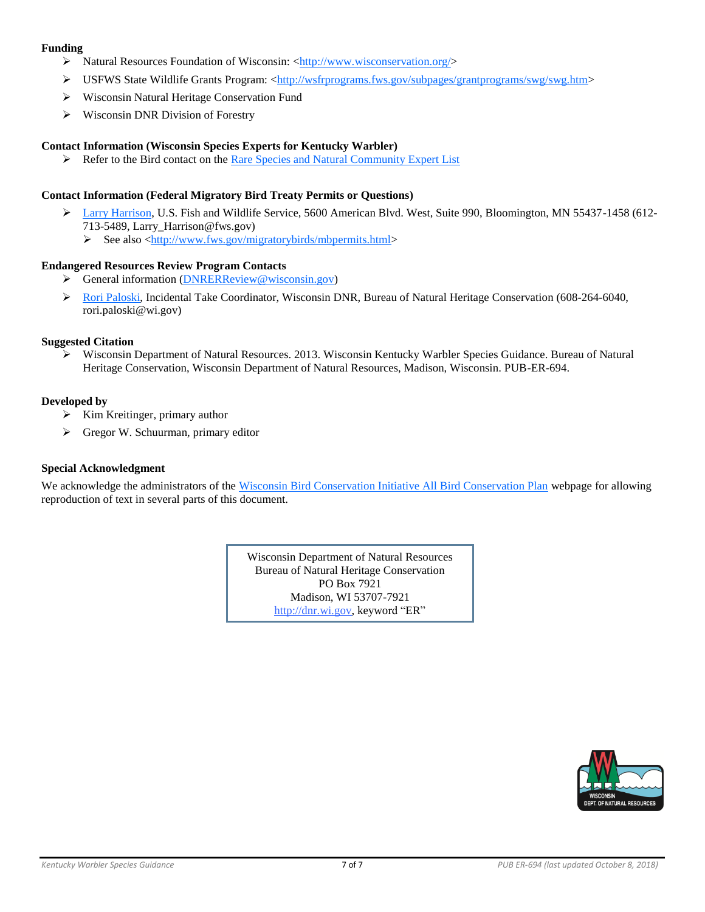**Funding**

- Natural Resources Foundation of Wisconsin: <http://www.wisconservation.org/>
- USFWS State Wildlife Grants Program: <http://wsfrprograms.fws.gov/subpages/grantprograms/swg/swg.htm>
- Wisconsin Natural Heritage Conservation Fund
- Wisconsin DNR Division of Forestry

**Contact Information (Wisconsin Species Experts for Kentucky Warbler)**

- Refer to the Bird contact on the Rare Species and Natural Community Expert List

**Contact Information (Federal Migratory Bird Treaty Permits or Questions)**

- Larry Harrison, U.S. Fish and Wildlife Service, 5600 American Blvd. West, Suite 990, Bloomington, MN 55437-1458 (612-713-5489, Larry_Harrison@fws.gov)
  - See also <http://www.fws.gov/migratorybirds/mbpermits.html>

**Endangered Resources Review Program Contacts**

- General information (DNRERReview@wisconsin.gov)
- Rori Paloski, Incidental Take Coordinator, Wisconsin DNR, Bureau of Natural Heritage Conservation (608-264-6040, rori.paloski@wi.gov)

**Suggested Citation**

- Wisconsin Department of Natural Resources. 2013. Wisconsin Kentucky Warbler Species Guidance. Bureau of Natural Heritage Conservation, Wisconsin Department of Natural Resources, Madison, Wisconsin. PUB-ER-694.

**Developed by**

- Kim Kreitinger, primary author
- Gregor W. Schuurman, primary editor

**Special Acknowledgment**

We acknowledge the administrators of the Wisconsin Bird Conservation Initiative All Bird Conservation Plan webpage for allowing reproduction of text in several parts of this document.

Wisconsin Department of Natural Resources
Bureau of Natural Heritage Conservation
PO Box 7921
Madison, WI 53707-7921
http://dnr.wi.gov, keyword "ER"

WISCONSIN DEPT. OF NATURAL RESOURCES